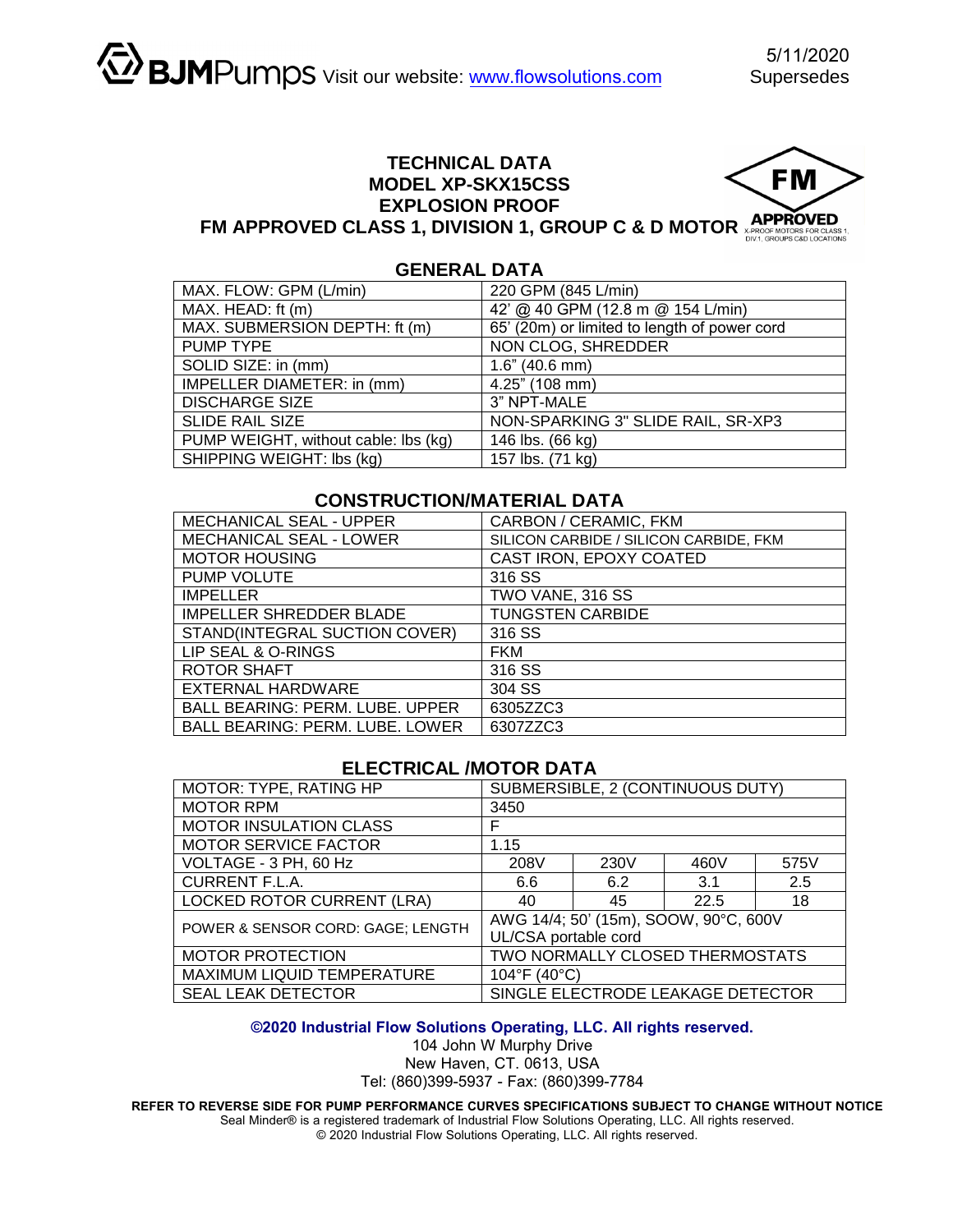BJMPumps Visit our website: www.flowsolutions.com

5/11/2020
Supersedes

# TECHNICAL DATA
# MODEL XP-SKX15CSS
# EXPLOSION PROOF
# FM APPROVED CLASS 1, DIVISION 1, GROUP C & D MOTOR

FM APPROVED X-PROOF MOTORS FOR CLASS 1, DIV 1, GROUPS C&D LOCATIONS

## GENERAL DATA

| | |
|---|---|
| MAX. FLOW: GPM (L/min) | 220 GPM (845 L/min) |
| MAX. HEAD: ft (m) | 42' @ 40 GPM (12.8 m @ 154 L/min) |
| MAX. SUBMERSION DEPTH: ft (m) | 65' (20m) or limited to length of power cord |
| PUMP TYPE | NON CLOG, SHREDDER |
| SOLID SIZE: in (mm) | 1.6" (40.6 mm) |
| IMPELLER DIAMETER: in (mm) | 4.25" (108 mm) |
| DISCHARGE SIZE | 3" NPT-MALE |
| SLIDE RAIL SIZE | NON-SPARKING 3" SLIDE RAIL, SR-XP3 |
| PUMP WEIGHT, without cable: lbs (kg) | 146 lbs. (66 kg) |
| SHIPPING WEIGHT: lbs (kg) | 157 lbs. (71 kg) |

## CONSTRUCTION/MATERIAL DATA

| | |
|---|---|
| MECHANICAL SEAL - UPPER | CARBON / CERAMIC, FKM |
| MECHANICAL SEAL - LOWER | SILICON CARBIDE / SILICON CARBIDE, FKM |
| MOTOR HOUSING | CAST IRON, EPOXY COATED |
| PUMP VOLUTE | 316 SS |
| IMPELLER | TWO VANE, 316 SS |
| IMPELLER SHREDDER BLADE | TUNGSTEN CARBIDE |
| STAND(INTEGRAL SUCTION COVER) | 316 SS |
| LIP SEAL & O-RINGS | FKM |
| ROTOR SHAFT | 316 SS |
| EXTERNAL HARDWARE | 304 SS |
| BALL BEARING: PERM. LUBE. UPPER | 6305ZZC3 |
| BALL BEARING: PERM. LUBE. LOWER | 6307ZZC3 |

## ELECTRICAL /MOTOR DATA

| | | | | |
|---|---|---|---|---|
| MOTOR: TYPE, RATING HP | SUBMERSIBLE, 2 (CONTINUOUS DUTY) | | | |
| MOTOR RPM | 3450 | | | |
| MOTOR INSULATION CLASS | F | | | |
| MOTOR SERVICE FACTOR | 1.15 | | | |
| VOLTAGE - 3 PH, 60 Hz | 208V | 230V | 460V | 575V |
| CURRENT F.L.A. | 6.6 | 6.2 | 3.1 | 2.5 |
| LOCKED ROTOR CURRENT (LRA) | 40 | 45 | 22.5 | 18 |
| POWER & SENSOR CORD: GAGE; LENGTH | AWG 14/4; 50' (15m), SOOW, 90°C, 600V UL/CSA portable cord | | | |
| MOTOR PROTECTION | TWO NORMALLY CLOSED THERMOSTATS | | | |
| MAXIMUM LIQUID TEMPERATURE | 104°F (40°C) | | | |
| SEAL LEAK DETECTOR | SINGLE ELECTRODE LEAKAGE DETECTOR | | | |

**©2020 Industrial Flow Solutions Operating, LLC. All rights reserved.**
104 John W Murphy Drive
New Haven, CT. 0613, USA
Tel: (860)399-5937 - Fax: (860)399-7784

**REFER TO REVERSE SIDE FOR PUMP PERFORMANCE CURVES SPECIFICATIONS SUBJECT TO CHANGE WITHOUT NOTICE**
Seal Minder® is a registered trademark of Industrial Flow Solutions Operating, LLC. All rights reserved.
© 2020 Industrial Flow Solutions Operating, LLC. All rights reserved.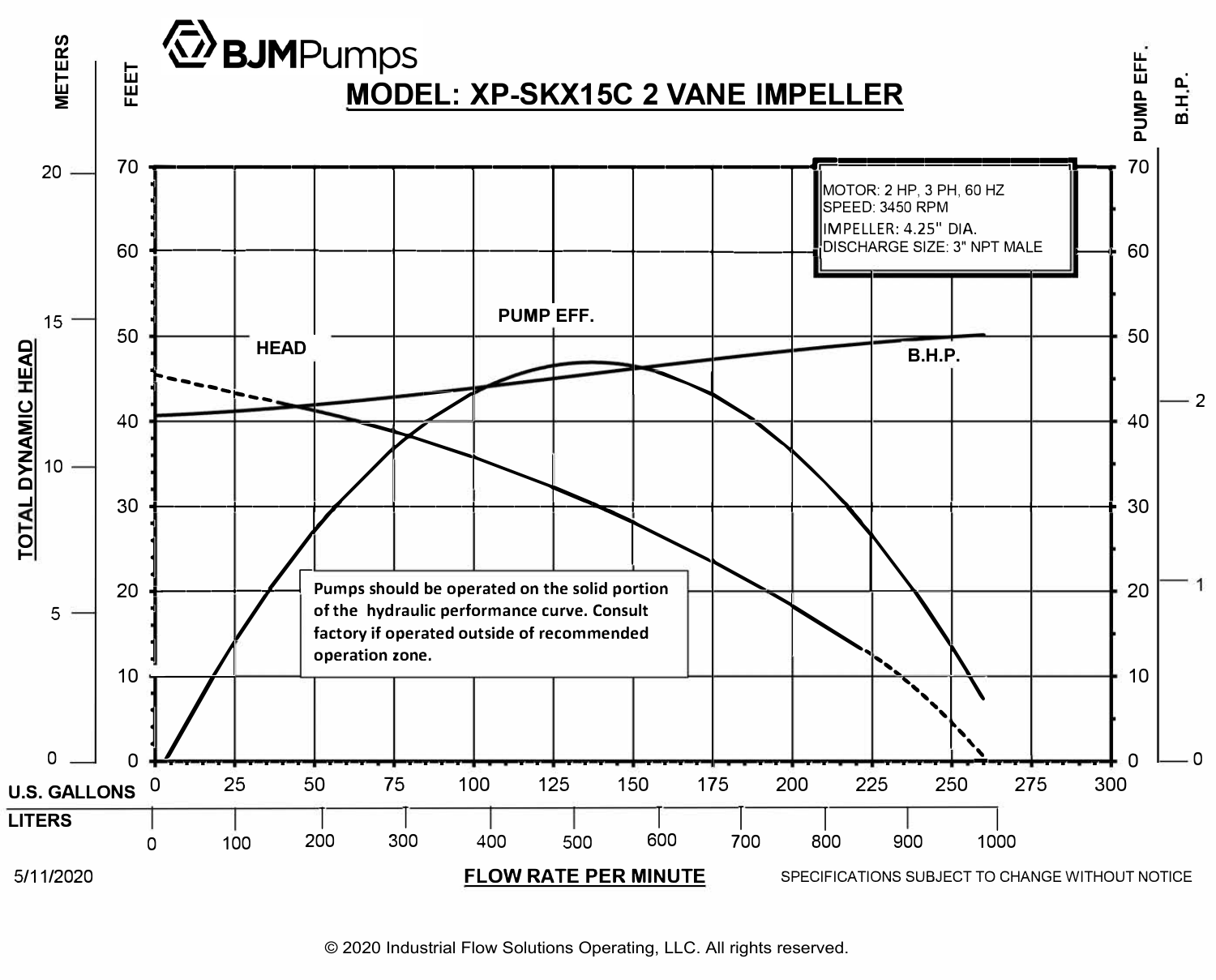BJMPumps

# MODEL: XP-SKX15C 2 VANE IMPELLER

MOTOR: 2 HP, 3 PH, 60 HZ
SPEED: 3450 RPM
IMPELLER: 4.25" DIA.
DISCHARGE SIZE: 3" NPT MALE

METERS
FEET
PUMP EFF.
B.H.P.

HEAD
PUMP EFF.
B.H.P.

TOTAL DYNAMIC HEAD

20
15
10
5
0

70
60
50
40
30
20
10
0

2
1
0

Pumps should be operated on the solid portion of the hydraulic performance curve. Consult factory if operated outside of recommended operation zone.

U.S. GALLONS 0 25 50 75 100 125 150 175 200 225 250 275 300

LITERS 0 100 200 300 400 500 600 700 800 900 1000

FLOW RATE PER MINUTE

5/11/2020

SPECIFICATIONS SUBJECT TO CHANGE WITHOUT NOTICE

© 2020 Industrial Flow Solutions Operating, LLC. All rights reserved.